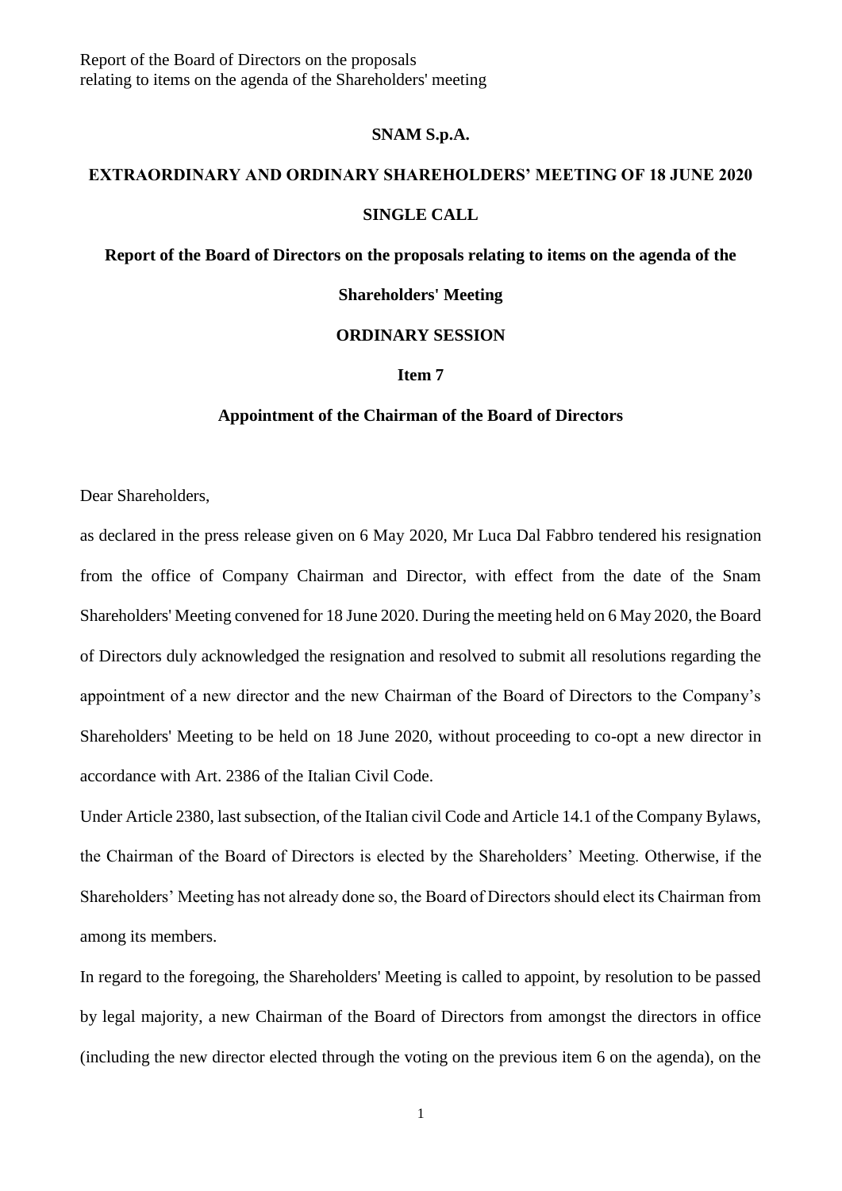Report of the Board of Directors on the proposals relating to items on the agenda of the Shareholders' meeting

**SNAM S.p.A.**

**EXTRAORDINARY AND ORDINARY SHAREHOLDERS' MEETING OF 18 JUNE 2020**

**SINGLE CALL**

**Report of the Board of Directors on the proposals relating to items on the agenda of the Shareholders' Meeting**

**ORDINARY SESSION**

**Item 7**

**Appointment of the Chairman of the Board of Directors**

Dear Shareholders,

as declared in the press release given on 6 May 2020, Mr Luca Dal Fabbro tendered his resignation from the office of Company Chairman and Director, with effect from the date of the Snam Shareholders' Meeting convened for 18 June 2020. During the meeting held on 6 May 2020, the Board of Directors duly acknowledged the resignation and resolved to submit all resolutions regarding the appointment of a new director and the new Chairman of the Board of Directors to the Company's Shareholders' Meeting to be held on 18 June 2020, without proceeding to co-opt a new director in accordance with Art. 2386 of the Italian Civil Code.

Under Article 2380, last subsection, of the Italian civil Code and Article 14.1 of the Company Bylaws, the Chairman of the Board of Directors is elected by the Shareholders' Meeting. Otherwise, if the Shareholders' Meeting has not already done so, the Board of Directors should elect its Chairman from among its members.

In regard to the foregoing, the Shareholders' Meeting is called to appoint, by resolution to be passed by legal majority, a new Chairman of the Board of Directors from amongst the directors in office (including the new director elected through the voting on the previous item 6 on the agenda), on the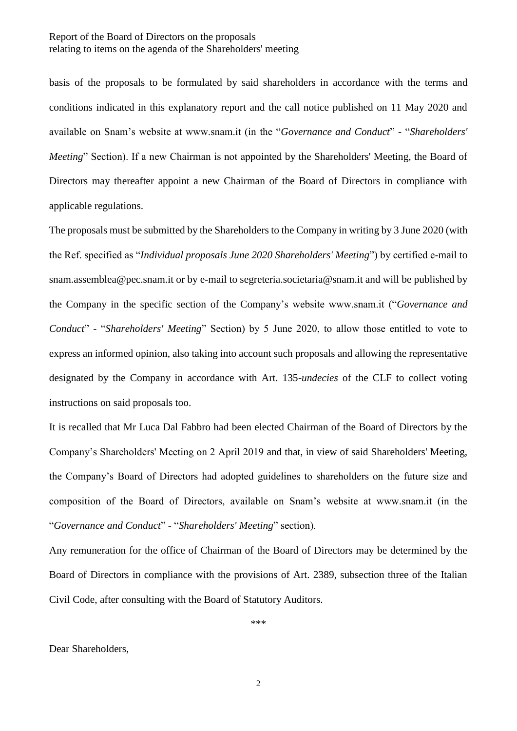basis of the proposals to be formulated by said shareholders in accordance with the terms and conditions indicated in this explanatory report and the call notice published on 11 May 2020 and available on Snam's website at www.snam.it (in the "*Governance and Conduct*" - "*Shareholders' Meeting*" Section). If a new Chairman is not appointed by the Shareholders' Meeting, the Board of Directors may thereafter appoint a new Chairman of the Board of Directors in compliance with applicable regulations.

The proposals must be submitted by the Shareholders to the Company in writing by 3 June 2020 (with the Ref. specified as "*Individual proposals June 2020 Shareholders' Meeting*") by certified e-mail to snam.assemblea@pec.snam.it or by e-mail to segreteria.societaria@snam.it and will be published by the Company in the specific section of the Company's website www.snam.it ("*Governance and Conduct*" - "*Shareholders' Meeting*" Section) by 5 June 2020, to allow those entitled to vote to express an informed opinion, also taking into account such proposals and allowing the representative designated by the Company in accordance with Art. 135-*undecies* of the CLF to collect voting instructions on said proposals too.

It is recalled that Mr Luca Dal Fabbro had been elected Chairman of the Board of Directors by the Company's Shareholders' Meeting on 2 April 2019 and that, in view of said Shareholders' Meeting, the Company's Board of Directors had adopted guidelines to shareholders on the future size and composition of the Board of Directors, available on Snam's website at www.snam.it (in the "*Governance and Conduct*" - "*Shareholders' Meeting*" section).

Any remuneration for the office of Chairman of the Board of Directors may be determined by the Board of Directors in compliance with the provisions of Art. 2389, subsection three of the Italian Civil Code, after consulting with the Board of Statutory Auditors.

\*\*\*

Dear Shareholders,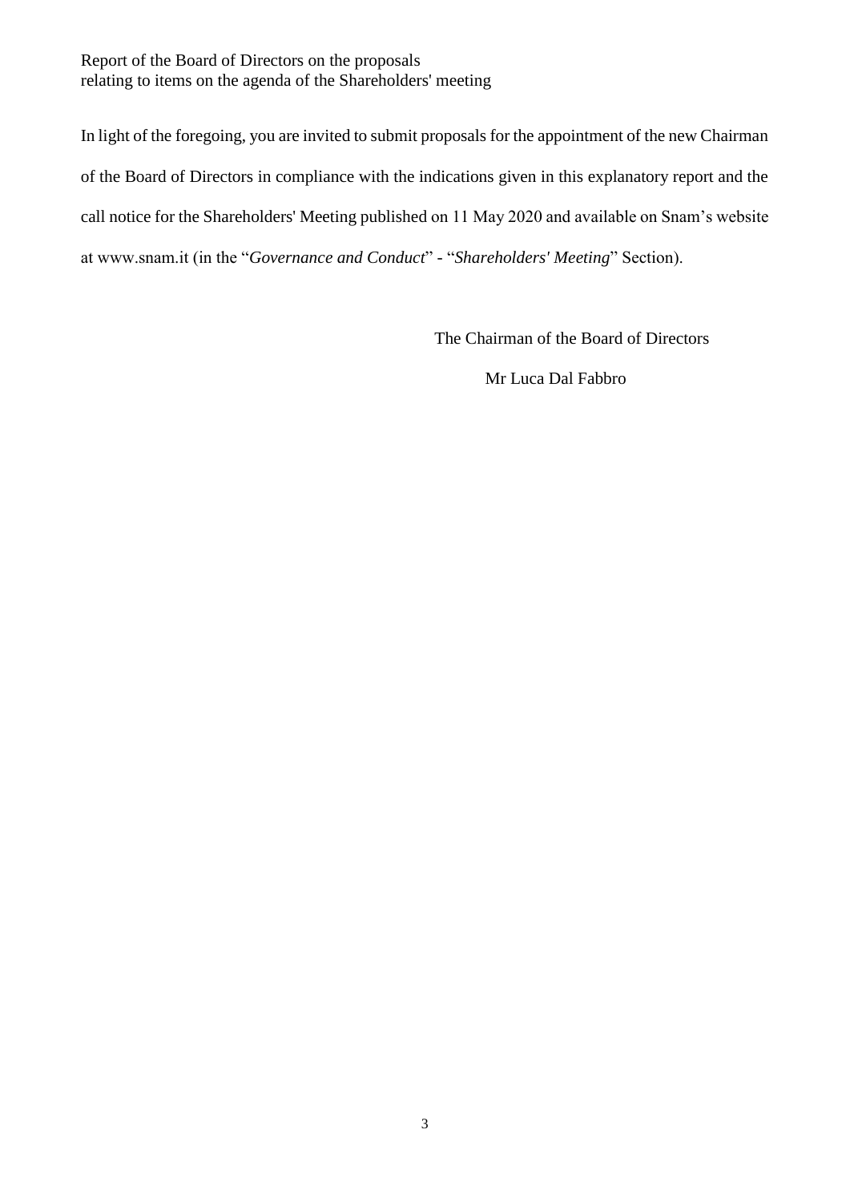In light of the foregoing, you are invited to submit proposals for the appointment of the new Chairman of the Board of Directors in compliance with the indications given in this explanatory report and the call notice for the Shareholders' Meeting published on 11 May 2020 and available on Snam's website at www.snam.it (in the "*Governance and Conduct*" - "*Shareholders' Meeting*" Section).

The Chairman of the Board of Directors

Mr Luca Dal Fabbro